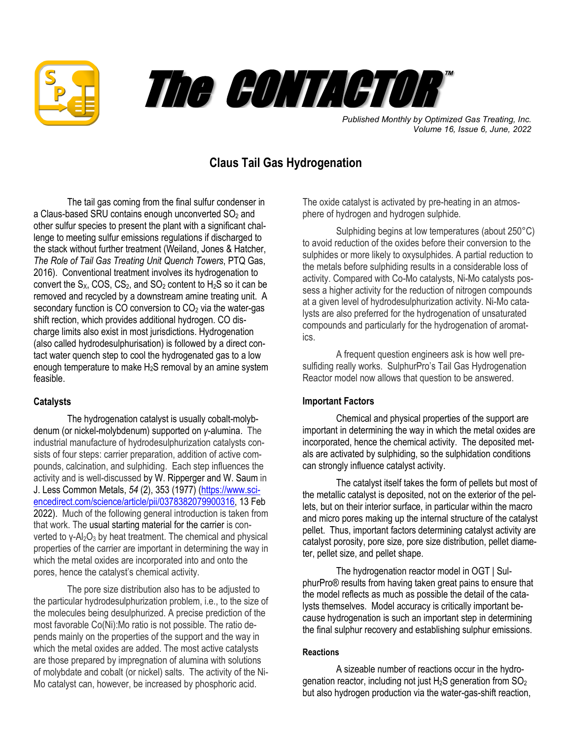# The CONTACTOR™

*Published Monthly by Optimized Gas Treating, Inc.*
*Volume 16, Issue 6, June, 2022*

## Claus Tail Gas Hydrogenation

The tail gas coming from the final sulfur condenser in a Claus-based SRU contains enough unconverted $SO_2$ and other sulfur species to present the plant with a significant challenge to meeting sulfur emissions regulations if discharged to the stack without further treatment (Weiland, Jones & Hatcher, *The Role of Tail Gas Treating Unit Quench Towers*, PTQ Gas, 2016). Conventional treatment involves its hydrogenation to convert the $S_X$, COS, $CS_2$, and $SO_2$ content to $H_2S$ so it can be removed and recycled by a downstream amine treating unit. A secondary function is CO conversion to $CO_2$ via the water-gas shift rection, which provides additional hydrogen. CO discharge limits also exist in most jurisdictions. Hydrogenation (also called hydrodesulphurisation) is followed by a direct contact water quench step to cool the hydrogenated gas to a low enough temperature to make $H_2S$ removal by an amine system feasible.

### Catalysts

The hydrogenation catalyst is usually cobalt-molybdenum (or nickel-molybdenum) supported on *γ*-alumina. The industrial manufacture of hydrodesulphurization catalysts consists of four steps: carrier preparation, addition of active compounds, calcination, and sulphiding. Each step influences the activity and is well-discussed by W. Ripperger and W. Saum in J. Less Common Metals, *54* (2), 353 (1977) (https://www.sciencedirect.com/science/article/pii/0378382079900316, 13 Feb 2022). Much of the following general introduction is taken from that work. The usual starting material for the carrier is converted to γ-$Al_2O_3$ by heat treatment. The chemical and physical properties of the carrier are important in determining the way in which the metal oxides are incorporated into and onto the pores, hence the catalyst's chemical activity.

The pore size distribution also has to be adjusted to the particular hydrodesulphurization problem, i.e., to the size of the molecules being desulphurized. A precise prediction of the most favorable Co(Ni):Mo ratio is not possible. The ratio depends mainly on the properties of the support and the way in which the metal oxides are added. The most active catalysts are those prepared by impregnation of alumina with solutions of molybdate and cobalt (or nickel) salts. The activity of the Ni-Mo catalyst can, however, be increased by phosphoric acid. The oxide catalyst is activated by pre-heating in an atmosphere of hydrogen and hydrogen sulphide.

Sulphiding begins at low temperatures (about 250°C) to avoid reduction of the oxides before their conversion to the sulphides or more likely to oxysulphides. A partial reduction to the metals before sulphiding results in a considerable loss of activity. Compared with Co-Mo catalysts, Ni-Mo catalysts possess a higher activity for the reduction of nitrogen compounds at a given level of hydrodesulphurization activity. Ni-Mo catalysts are also preferred for the hydrogenation of unsaturated compounds and particularly for the hydrogenation of aromatics.

A frequent question engineers ask is how well pre-sulfiding really works. SulphurPro's Tail Gas Hydrogenation Reactor model now allows that question to be answered.

### Important Factors

Chemical and physical properties of the support are important in determining the way in which the metal oxides are incorporated, hence the chemical activity. The deposited metals are activated by sulphiding, so the sulphidation conditions can strongly influence catalyst activity.

The catalyst itself takes the form of pellets but most of the metallic catalyst is deposited, not on the exterior of the pellets, but on their interior surface, in particular within the macro and micro pores making up the internal structure of the catalyst pellet. Thus, important factors determining catalyst activity are catalyst porosity, pore size, pore size distribution, pellet diameter, pellet size, and pellet shape.

The hydrogenation reactor model in OGT | SulphurPro® results from having taken great pains to ensure that the model reflects as much as possible the detail of the catalysts themselves. Model accuracy is critically important because hydrogenation is such an important step in determining the final sulphur recovery and establishing sulphur emissions.

### Reactions

A sizeable number of reactions occur in the hydrogenation reactor, including not just $H_2S$ generation from $SO_2$ but also hydrogen production via the water-gas-shift reaction,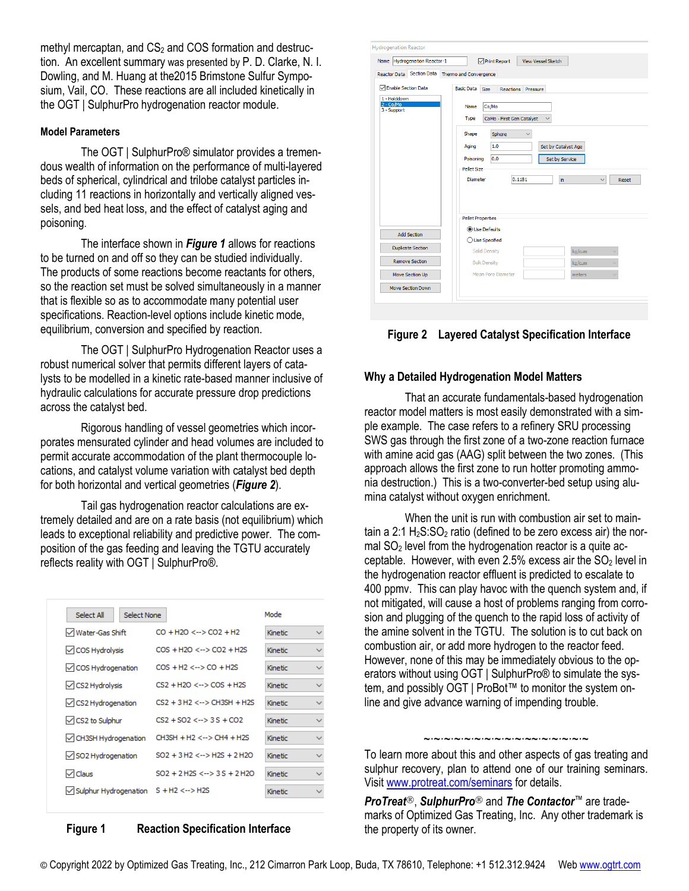methyl mercaptan, and $CS_2$ and COS formation and destruction. An excellent summary was presented by P. D. Clarke, N. I. Dowling, and M. Huang at the2015 Brimstone Sulfur Symposium, Vail, CO. These reactions are all included kinetically in the OGT | SulphurPro hydrogenation reactor module.

### Model Parameters

The OGT | SulphurPro® simulator provides a tremendous wealth of information on the performance of multi-layered beds of spherical, cylindrical and trilobe catalyst particles including 11 reactions in horizontally and vertically aligned vessels, and bed heat loss, and the effect of catalyst aging and poisoning.

The interface shown in ***Figure 1*** allows for reactions to be turned on and off so they can be studied individually. The products of some reactions become reactants for others, so the reaction set must be solved simultaneously in a manner that is flexible so as to accommodate many potential user specifications. Reaction-level options include kinetic mode, equilibrium, conversion and specified by reaction.

The OGT | SulphurPro Hydrogenation Reactor uses a robust numerical solver that permits different layers of catalysts to be modelled in a kinetic rate-based manner inclusive of hydraulic calculations for accurate pressure drop predictions across the catalyst bed.

Rigorous handling of vessel geometries which incorporates mensurated cylinder and head volumes are included to permit accurate accommodation of the plant thermocouple locations, and catalyst volume variation with catalyst bed depth for both horizontal and vertical geometries (***Figure 2***).

Tail gas hydrogenation reactor calculations are extremely detailed and are on a rate basis (not equilibrium) which leads to exceptional reliability and predictive power. The composition of the gas feeding and leaving the TGTU accurately reflects reality with OGT | SulphurPro®.

Select All | Select None

| Reaction | Equation | Mode |
|---|---|---|
| ☑ Water-Gas Shift | CO + H2O <--> CO2 + H2 | Kinetic |
| ☑ COS Hydrolysis | COS + H2O <--> CO2 + H2S | Kinetic |
| ☑ COS Hydrogenation | COS + H2 <--> CO + H2S | Kinetic |
| ☑ CS2 Hydrolysis | CS2 + H2O <--> COS + H2S | Kinetic |
| ☑ CS2 Hydrogenation | CS2 + 3 H2 <--> CH3SH + H2S | Kinetic |
| ☑ CS2 to Sulphur | CS2 + SO2 <--> 3 S + CO2 | Kinetic |
| ☑ CH3SH Hydrogenation | CH3SH + H2 <--> CH4 + H2S | Kinetic |
| ☑ SO2 Hydrogenation | SO2 + 3 H2 <--> H2S + 2 H2O | Kinetic |
| ☑ Claus | SO2 + 2 H2S <--> 3 S + 2 H2O | Kinetic |
| ☑ Sulphur Hydrogenation | S + H2 <--> H2S | Kinetic |

**Figure 1 Reaction Specification Interface**

Hydrogenation Reactor

Name: Hydrogenation Reactor-1 | Print Report | View Vessel Sketch

Reactor Data | Section Data | Thermo and Convergence

Enable Section Data

1 - Holddown
2 - Co/Mo
3 - Support

Basic Data | Size | Reactions | Pressure

Name: Co/Mo
Type: CoMo - First Gen Catalyst
Shape: Sphere
Aging: 1.0 | Set by Catalyst Age
Poisoning: 0.0 | Set by Service
Pellet Size
Diameter: 0.1181 | in | Reset

Pellet Properties
Use Defaults
Use Specified
Solid Density | kg/cum
Bulk Density | kg/cum
Mean Pore Diameter | meters

Add Section
Duplicate Section
Remove Section
Move Section Up
Move Section Down

**Figure 2 Layered Catalyst Specification Interface**

### Why a Detailed Hydrogenation Model Matters

That an accurate fundamentals-based hydrogenation reactor model matters is most easily demonstrated with a simple example. The case refers to a refinery SRU processing SWS gas through the first zone of a two-zone reaction furnace with amine acid gas (AAG) split between the two zones. (This approach allows the first zone to run hotter promoting ammonia destruction.) This is a two-converter-bed setup using alumina catalyst without oxygen enrichment.

When the unit is run with combustion air set to maintain a 2:1 $H_2S$:$SO_2$ ratio (defined to be zero excess air) the normal $SO_2$ level from the hydrogenation reactor is a quite acceptable. However, with even 2.5% excess air the $SO_2$ level in the hydrogenation reactor effluent is predicted to escalate to 400 ppmv. This can play havoc with the quench system and, if not mitigated, will cause a host of problems ranging from corrosion and plugging of the quench to the rapid loss of activity of the amine solvent in the TGTU. The solution is to cut back on combustion air, or add more hydrogen to the reactor feed. However, none of this may be immediately obvious to the operators without using OGT | SulphurPro® to simulate the system, and possibly OGT | ProBot™ to monitor the system online and give advance warning of impending trouble.

~·~·~·~·~·~·~·~·~·~·~·~·~·~·~·~·~·~

To learn more about this and other aspects of gas treating and sulphur recovery, plan to attend one of our training seminars. Visit www.protreat.com/seminars for details.

***ProTreat***®, ***SulphurPro***® and ***The Contactor***™ are trademarks of Optimized Gas Treating, Inc. Any other trademark is the property of its owner.

© Copyright 2022 by Optimized Gas Treating, Inc., 212 Cimarron Park Loop, Buda, TX 78610, Telephone: +1 512.312.9424 Web www.ogtrt.com